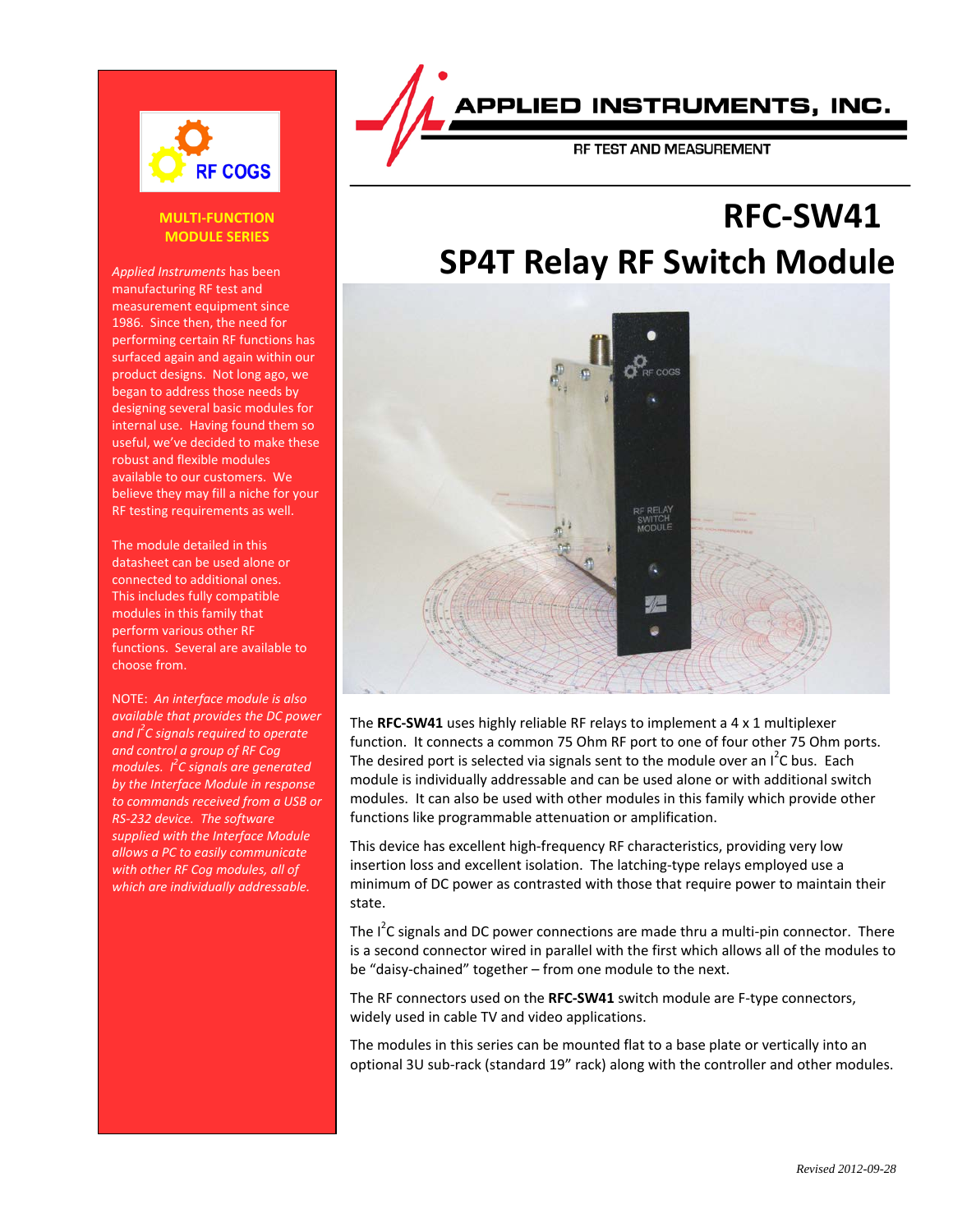RF COGS

**MULTI-FUNCTION MODULE SERIES**

*Applied Instruments* has been manufacturing RF test and measurement equipment since 1986. Since then, the need for performing certain RF functions has surfaced again and again within our product designs. Not long ago, we began to address those needs by designing several basic modules for internal use. Having found them so useful, we've decided to make these robust and flexible modules available to our customers. We believe they may fill a niche for your RF testing requirements as well.

The module detailed in this datasheet can be used alone or connected to additional ones. This includes fully compatible modules in this family that perform various other RF functions. Several are available to choose from.

NOTE: *An interface module is also available that provides the DC power and $I^2C$ signals required to operate and control a group of RF Cog modules. $I^2C$ signals are generated by the Interface Module in response to commands received from a USB or RS-232 device. The software supplied with the Interface Module allows a PC to easily communicate with other RF Cog modules, all of which are individually addressable.*

APPLIED INSTRUMENTS, INC.

RF TEST AND MEASUREMENT

# RFC-SW41

# SP4T Relay RF Switch Module

The **RFC-SW41** uses highly reliable RF relays to implement a 4 x 1 multiplexer function. It connects a common 75 Ohm RF port to one of four other 75 Ohm ports. The desired port is selected via signals sent to the module over an $I^2C$ bus. Each module is individually addressable and can be used alone or with additional switch modules. It can also be used with other modules in this family which provide other functions like programmable attenuation or amplification.

This device has excellent high-frequency RF characteristics, providing very low insertion loss and excellent isolation. The latching-type relays employed use a minimum of DC power as contrasted with those that require power to maintain their state.

The $I^2C$ signals and DC power connections are made thru a multi-pin connector. There is a second connector wired in parallel with the first which allows all of the modules to be "daisy-chained" together – from one module to the next.

The RF connectors used on the **RFC-SW41** switch module are F-type connectors, widely used in cable TV and video applications.

The modules in this series can be mounted flat to a base plate or vertically into an optional 3U sub-rack (standard 19" rack) along with the controller and other modules.

*Revised 2012-09-28*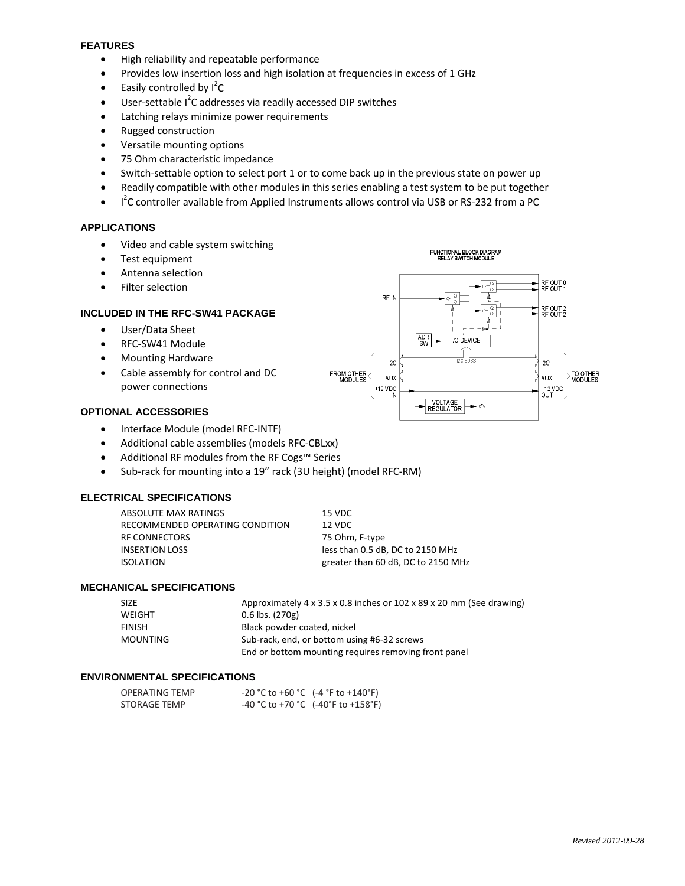## FEATURES

- High reliability and repeatable performance
- Provides low insertion loss and high isolation at frequencies in excess of 1 GHz
- Easily controlled by $I^2C$
- User-settable $I^2C$ addresses via readily accessed DIP switches
- Latching relays minimize power requirements
- Rugged construction
- Versatile mounting options
- 75 Ohm characteristic impedance
- Switch-settable option to select port 1 or to come back up in the previous state on power up
- Readily compatible with other modules in this series enabling a test system to be put together
- $I^2C$ controller available from Applied Instruments allows control via USB or RS-232 from a PC

## APPLICATIONS

- Video and cable system switching
- Test equipment
- Antenna selection
- Filter selection

FUNCTIONAL BLOCK DIAGRAM
RELAY SWITCH MODULE

## INCLUDED IN THE RFC-SW41 PACKAGE

- User/Data Sheet
- RFC-SW41 Module
- Mounting Hardware
- Cable assembly for control and DC power connections

## OPTIONAL ACCESSORIES

- Interface Module (model RFC-INTF)
- Additional cable assemblies (models RFC-CBLxx)
- Additional RF modules from the RF Cogs™ Series
- Sub-rack for mounting into a 19" rack (3U height) (model RFC-RM)

## ELECTRICAL SPECIFICATIONS

| | |
|---|---|
| ABSOLUTE MAX RATINGS | 15 VDC |
| RECOMMENDED OPERATING CONDITION | 12 VDC |
| RF CONNECTORS | 75 Ohm, F-type |
| INSERTION LOSS | less than 0.5 dB, DC to 2150 MHz |
| ISOLATION | greater than 60 dB, DC to 2150 MHz |

## MECHANICAL SPECIFICATIONS

| | |
|---|---|
| SIZE | Approximately 4 x 3.5 x 0.8 inches or 102 x 89 x 20 mm (See drawing) |
| WEIGHT | 0.6 lbs. (270g) |
| FINISH | Black powder coated, nickel |
| MOUNTING | Sub-rack, end, or bottom using #6-32 screws<br>End or bottom mounting requires removing front panel |

## ENVIRONMENTAL SPECIFICATIONS

| | |
|---|---|
| OPERATING TEMP | -20 °C to +60 °C (-4 °F to +140°F) |
| STORAGE TEMP | -40 °C to +70 °C (-40°F to +158°F) |

*Revised 2012-09-28*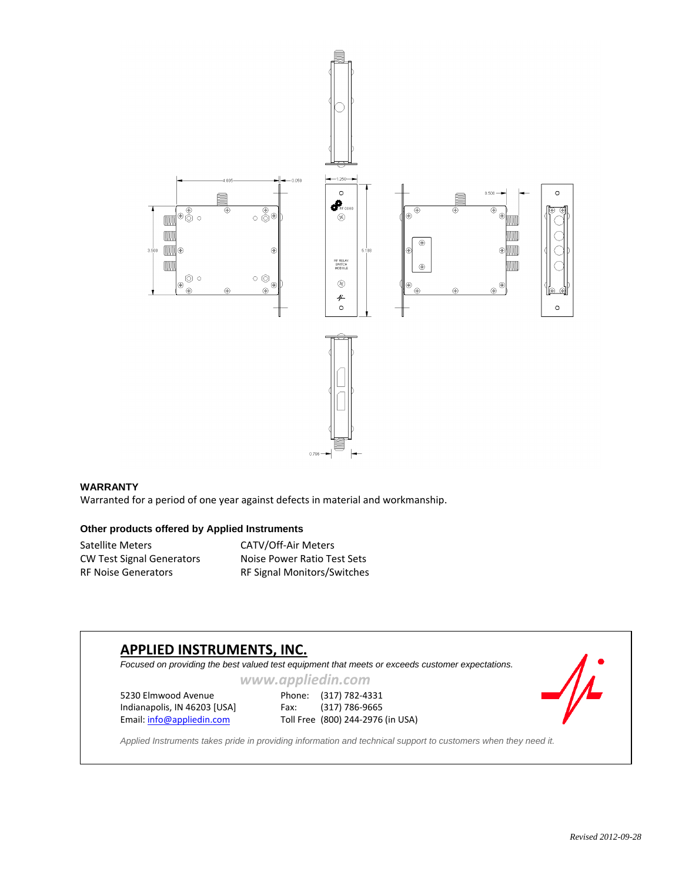4.005

0.050

1.250

0.500

3.500

5.188

RF GOOD

RF RELAY SWITCH MODULE

0.796

**WARRANTY**

Warranted for a period of one year against defects in material and workmanship.

**Other products offered by Applied Instruments**

Satellite Meters
CW Test Signal Generators
RF Noise Generators
CATV/Off-Air Meters
Noise Power Ratio Test Sets
RF Signal Monitors/Switches

## APPLIED INSTRUMENTS, INC.

*Focused on providing the best valued test equipment that meets or exceeds customer expectations.*

**www.appliedin.com**

5230 Elmwood Avenue
Indianapolis, IN 46203 [USA]
Email: info@appliedin.com

Phone: (317) 782-4331
Fax: (317) 786-9665
Toll Free (800) 244-2976 (in USA)

*Applied Instruments takes pride in providing information and technical support to customers when they need it.*

*Revised 2012-09-28*